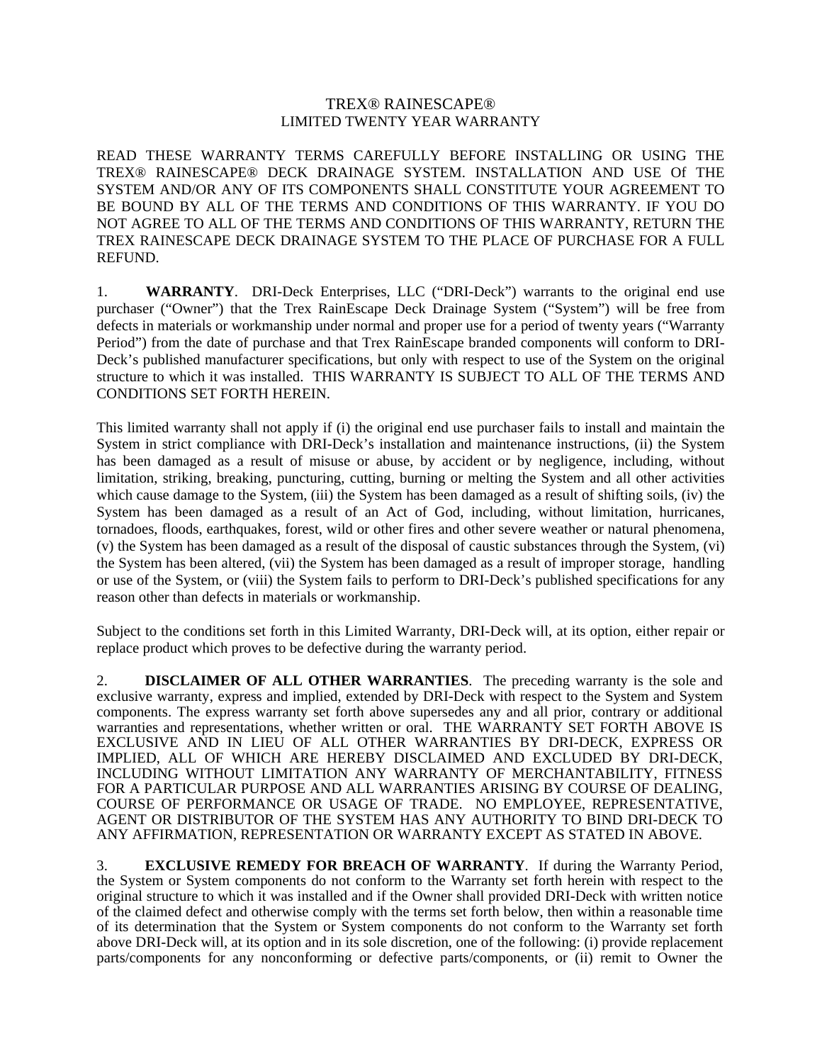# TREX® RAINESCAPE®
## LIMITED TWENTY YEAR WARRANTY

READ THESE WARRANTY TERMS CAREFULLY BEFORE INSTALLING OR USING THE TREX® RAINESCAPE® DECK DRAINAGE SYSTEM. INSTALLATION AND USE Of THE SYSTEM AND/OR ANY OF ITS COMPONENTS SHALL CONSTITUTE YOUR AGREEMENT TO BE BOUND BY ALL OF THE TERMS AND CONDITIONS OF THIS WARRANTY. IF YOU DO NOT AGREE TO ALL OF THE TERMS AND CONDITIONS OF THIS WARRANTY, RETURN THE TREX RAINESCAPE DECK DRAINAGE SYSTEM TO THE PLACE OF PURCHASE FOR A FULL REFUND.

1. **WARRANTY**. DRI-Deck Enterprises, LLC ("DRI-Deck") warrants to the original end use purchaser ("Owner") that the Trex RainEscape Deck Drainage System ("System") will be free from defects in materials or workmanship under normal and proper use for a period of twenty years ("Warranty Period") from the date of purchase and that Trex RainEscape branded components will conform to DRI-Deck's published manufacturer specifications, but only with respect to use of the System on the original structure to which it was installed. THIS WARRANTY IS SUBJECT TO ALL OF THE TERMS AND CONDITIONS SET FORTH HEREIN.

This limited warranty shall not apply if (i) the original end use purchaser fails to install and maintain the System in strict compliance with DRI-Deck's installation and maintenance instructions, (ii) the System has been damaged as a result of misuse or abuse, by accident or by negligence, including, without limitation, striking, breaking, puncturing, cutting, burning or melting the System and all other activities which cause damage to the System, (iii) the System has been damaged as a result of shifting soils, (iv) the System has been damaged as a result of an Act of God, including, without limitation, hurricanes, tornadoes, floods, earthquakes, forest, wild or other fires and other severe weather or natural phenomena, (v) the System has been damaged as a result of the disposal of caustic substances through the System, (vi) the System has been altered, (vii) the System has been damaged as a result of improper storage, handling or use of the System, or (viii) the System fails to perform to DRI-Deck's published specifications for any reason other than defects in materials or workmanship.

Subject to the conditions set forth in this Limited Warranty, DRI-Deck will, at its option, either repair or replace product which proves to be defective during the warranty period.

2. **DISCLAIMER OF ALL OTHER WARRANTIES**. The preceding warranty is the sole and exclusive warranty, express and implied, extended by DRI-Deck with respect to the System and System components. The express warranty set forth above supersedes any and all prior, contrary or additional warranties and representations, whether written or oral. THE WARRANTY SET FORTH ABOVE IS EXCLUSIVE AND IN LIEU OF ALL OTHER WARRANTIES BY DRI-DECK, EXPRESS OR IMPLIED, ALL OF WHICH ARE HEREBY DISCLAIMED AND EXCLUDED BY DRI-DECK, INCLUDING WITHOUT LIMITATION ANY WARRANTY OF MERCHANTABILITY, FITNESS FOR A PARTICULAR PURPOSE AND ALL WARRANTIES ARISING BY COURSE OF DEALING, COURSE OF PERFORMANCE OR USAGE OF TRADE. NO EMPLOYEE, REPRESENTATIVE, AGENT OR DISTRIBUTOR OF THE SYSTEM HAS ANY AUTHORITY TO BIND DRI-DECK TO ANY AFFIRMATION, REPRESENTATION OR WARRANTY EXCEPT AS STATED IN ABOVE.

3. **EXCLUSIVE REMEDY FOR BREACH OF WARRANTY**. If during the Warranty Period, the System or System components do not conform to the Warranty set forth herein with respect to the original structure to which it was installed and if the Owner shall provided DRI-Deck with written notice of the claimed defect and otherwise comply with the terms set forth below, then within a reasonable time of its determination that the System or System components do not conform to the Warranty set forth above DRI-Deck will, at its option and in its sole discretion, one of the following: (i) provide replacement parts/components for any nonconforming or defective parts/components, or (ii) remit to Owner the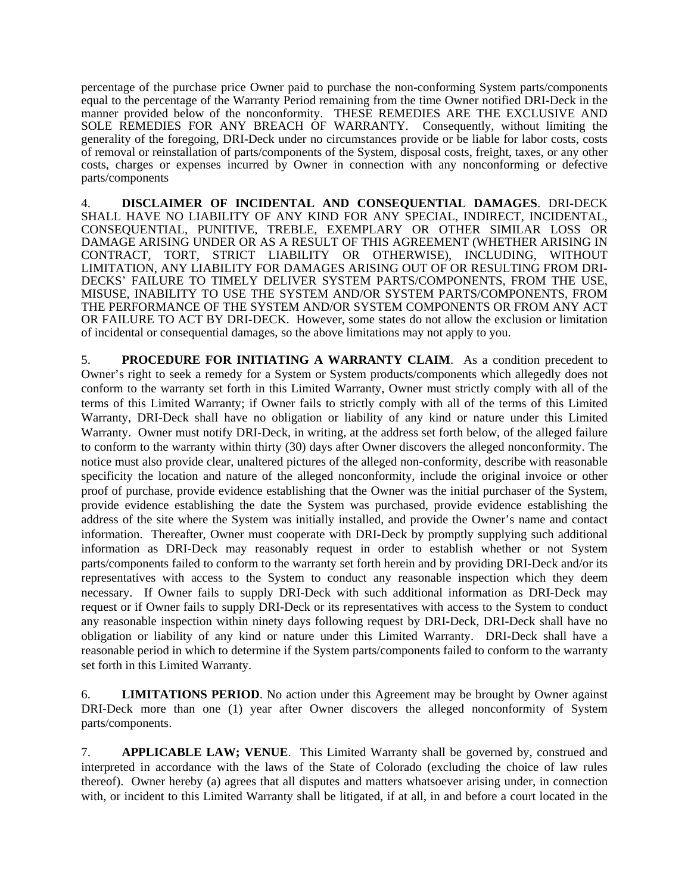percentage of the purchase price Owner paid to purchase the non-conforming System parts/components equal to the percentage of the Warranty Period remaining from the time Owner notified DRI-Deck in the manner provided below of the nonconformity. THESE REMEDIES ARE THE EXCLUSIVE AND SOLE REMEDIES FOR ANY BREACH OF WARRANTY. Consequently, without limiting the generality of the foregoing, DRI-Deck under no circumstances provide or be liable for labor costs, costs of removal or reinstallation of parts/components of the System, disposal costs, freight, taxes, or any other costs, charges or expenses incurred by Owner in connection with any nonconforming or defective parts/components

4. **DISCLAIMER OF INCIDENTAL AND CONSEQUENTIAL DAMAGES**. DRI-DECK SHALL HAVE NO LIABILITY OF ANY KIND FOR ANY SPECIAL, INDIRECT, INCIDENTAL, CONSEQUENTIAL, PUNITIVE, TREBLE, EXEMPLARY OR OTHER SIMILAR LOSS OR DAMAGE ARISING UNDER OR AS A RESULT OF THIS AGREEMENT (WHETHER ARISING IN CONTRACT, TORT, STRICT LIABILITY OR OTHERWISE), INCLUDING, WITHOUT LIMITATION, ANY LIABILITY FOR DAMAGES ARISING OUT OF OR RESULTING FROM DRI-DECKS' FAILURE TO TIMELY DELIVER SYSTEM PARTS/COMPONENTS, FROM THE USE, MISUSE, INABILITY TO USE THE SYSTEM AND/OR SYSTEM PARTS/COMPONENTS, FROM THE PERFORMANCE OF THE SYSTEM AND/OR SYSTEM COMPONENTS OR FROM ANY ACT OR FAILURE TO ACT BY DRI-DECK. However, some states do not allow the exclusion or limitation of incidental or consequential damages, so the above limitations may not apply to you.

5. **PROCEDURE FOR INITIATING A WARRANTY CLAIM**. As a condition precedent to Owner's right to seek a remedy for a System or System products/components which allegedly does not conform to the warranty set forth in this Limited Warranty, Owner must strictly comply with all of the terms of this Limited Warranty; if Owner fails to strictly comply with all of the terms of this Limited Warranty, DRI-Deck shall have no obligation or liability of any kind or nature under this Limited Warranty. Owner must notify DRI-Deck, in writing, at the address set forth below, of the alleged failure to conform to the warranty within thirty (30) days after Owner discovers the alleged nonconformity. The notice must also provide clear, unaltered pictures of the alleged non-conformity, describe with reasonable specificity the location and nature of the alleged nonconformity, include the original invoice or other proof of purchase, provide evidence establishing that the Owner was the initial purchaser of the System, provide evidence establishing the date the System was purchased, provide evidence establishing the address of the site where the System was initially installed, and provide the Owner's name and contact information. Thereafter, Owner must cooperate with DRI-Deck by promptly supplying such additional information as DRI-Deck may reasonably request in order to establish whether or not System parts/components failed to conform to the warranty set forth herein and by providing DRI-Deck and/or its representatives with access to the System to conduct any reasonable inspection which they deem necessary. If Owner fails to supply DRI-Deck with such additional information as DRI-Deck may request or if Owner fails to supply DRI-Deck or its representatives with access to the System to conduct any reasonable inspection within ninety days following request by DRI-Deck, DRI-Deck shall have no obligation or liability of any kind or nature under this Limited Warranty. DRI-Deck shall have a reasonable period in which to determine if the System parts/components failed to conform to the warranty set forth in this Limited Warranty.

6. **LIMITATIONS PERIOD**. No action under this Agreement may be brought by Owner against DRI-Deck more than one (1) year after Owner discovers the alleged nonconformity of System parts/components.

7. **APPLICABLE LAW; VENUE**. This Limited Warranty shall be governed by, construed and interpreted in accordance with the laws of the State of Colorado (excluding the choice of law rules thereof). Owner hereby (a) agrees that all disputes and matters whatsoever arising under, in connection with, or incident to this Limited Warranty shall be litigated, if at all, in and before a court located in the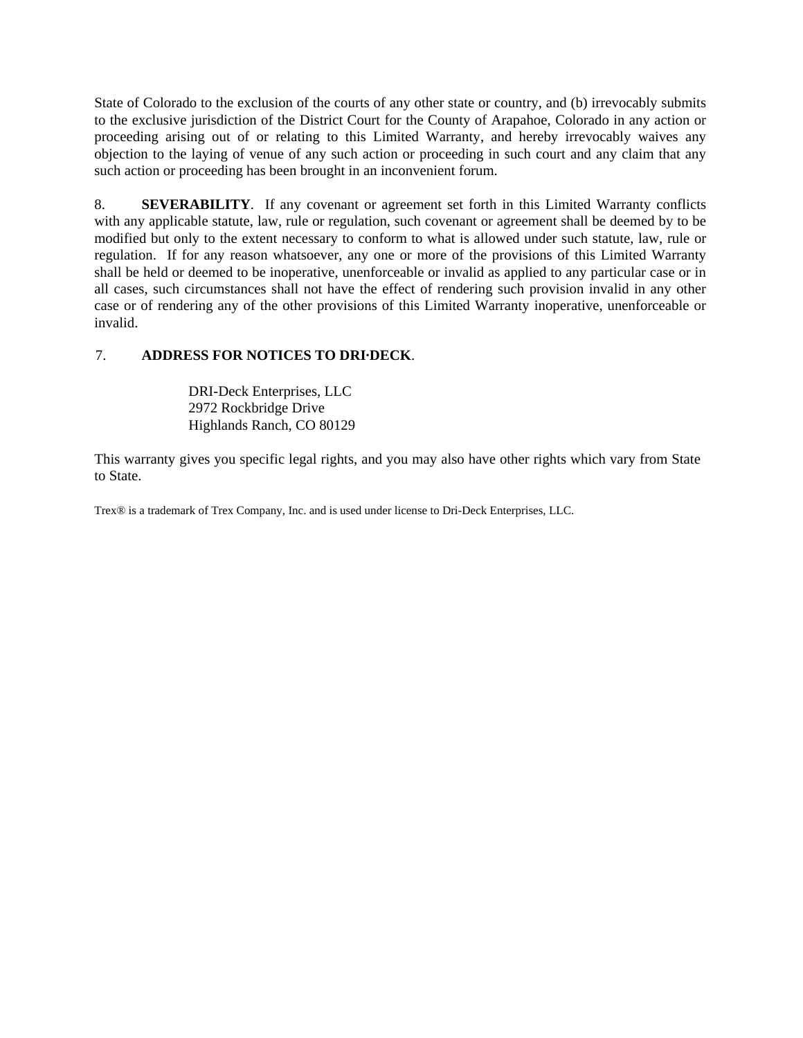State of Colorado to the exclusion of the courts of any other state or country, and (b) irrevocably submits to the exclusive jurisdiction of the District Court for the County of Arapahoe, Colorado in any action or proceeding arising out of or relating to this Limited Warranty, and hereby irrevocably waives any objection to the laying of venue of any such action or proceeding in such court and any claim that any such action or proceeding has been brought in an inconvenient forum.

8. **SEVERABILITY**. If any covenant or agreement set forth in this Limited Warranty conflicts with any applicable statute, law, rule or regulation, such covenant or agreement shall be deemed by to be modified but only to the extent necessary to conform to what is allowed under such statute, law, rule or regulation. If for any reason whatsoever, any one or more of the provisions of this Limited Warranty shall be held or deemed to be inoperative, unenforceable or invalid as applied to any particular case or in all cases, such circumstances shall not have the effect of rendering such provision invalid in any other case or of rendering any of the other provisions of this Limited Warranty inoperative, unenforceable or invalid.

7. **ADDRESS FOR NOTICES TO DRI·DECK**.

DRI-Deck Enterprises, LLC
2972 Rockbridge Drive
Highlands Ranch, CO 80129

This warranty gives you specific legal rights, and you may also have other rights which vary from State to State.

Trex® is a trademark of Trex Company, Inc. and is used under license to Dri-Deck Enterprises, LLC.